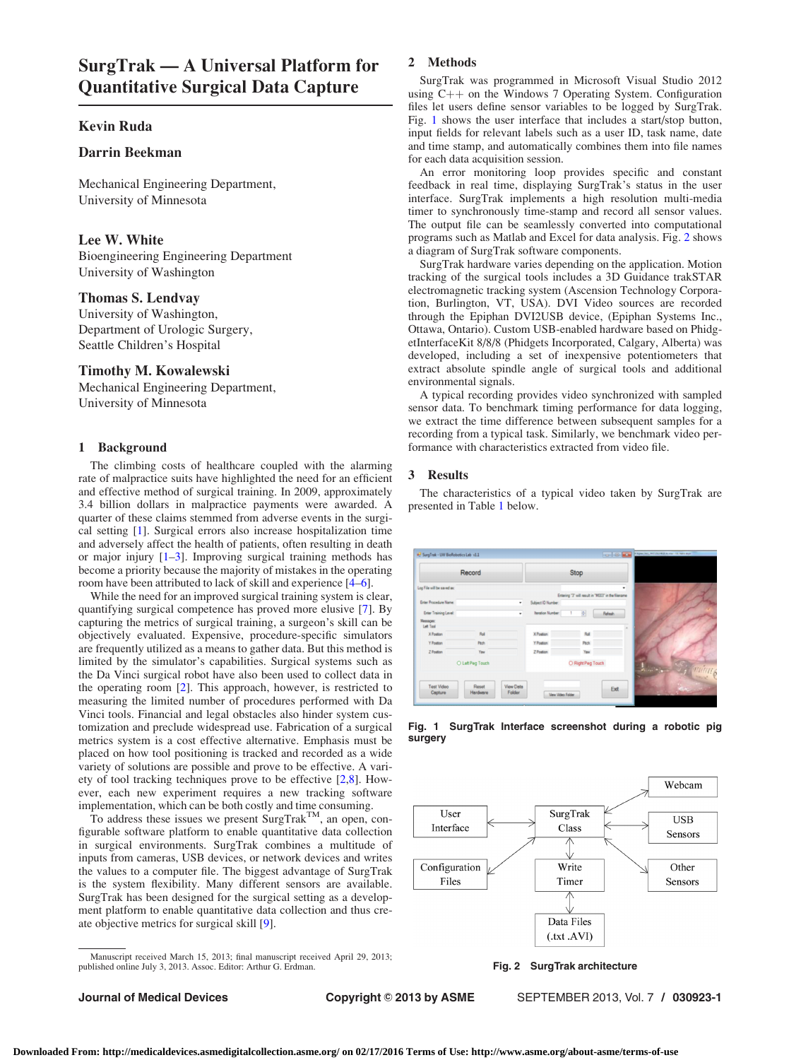# SurgTrak — A Universal Platform for Quantitative Surgical Data Capture

**Kevin Ruda**

**Darrin Beekman**

Mechanical Engineering Department,
University of Minnesota

**Lee W. White**
Bioengineering Engineering Department
University of Washington

**Thomas S. Lendvay**
University of Washington,
Department of Urologic Surgery,
Seattle Children's Hospital

**Timothy M. Kowalewski**
Mechanical Engineering Department,
University of Minnesota

## 1 Background

The climbing costs of healthcare coupled with the alarming rate of malpractice suits have highlighted the need for an efficient and effective method of surgical training. In 2009, approximately 3.4 billion dollars in malpractice payments were awarded. A quarter of these claims stemmed from adverse events in the surgical setting [1]. Surgical errors also increase hospitalization time and adversely affect the health of patients, often resulting in death or major injury [1–3]. Improving surgical training methods has become a priority because the majority of mistakes in the operating room have been attributed to lack of skill and experience [4–6].

While the need for an improved surgical training system is clear, quantifying surgical competence has proved more elusive [7]. By capturing the metrics of surgical training, a surgeon's skill can be objectively evaluated. Expensive, procedure-specific simulators are frequently utilized as a means to gather data. But this method is limited by the simulator's capabilities. Surgical systems such as the Da Vinci surgical robot have also been used to collect data in the operating room [2]. This approach, however, is restricted to measuring the limited number of procedures performed with Da Vinci tools. Financial and legal obstacles also hinder system customization and preclude widespread use. Fabrication of a surgical metrics system is a cost effective alternative. Emphasis must be placed on how tool positioning is tracked and recorded as a wide variety of solutions are possible and prove to be effective. A variety of tool tracking techniques prove to be effective [2,8]. However, each new experiment requires a new tracking software implementation, which can be both costly and time consuming.

To address these issues we present SurgTrak™, an open, configurable software platform to enable quantitative data collection in surgical environments. SurgTrak combines a multitude of inputs from cameras, USB devices, or network devices and writes the values to a computer file. The biggest advantage of SurgTrak is the system flexibility. Many different sensors are available. SurgTrak has been designed for the surgical setting as a development platform to enable quantitative data collection and thus create objective metrics for surgical skill [9].

## 2 Methods

SurgTrak was programmed in Microsoft Visual Studio 2012 using C++ on the Windows 7 Operating System. Configuration files let users define sensor variables to be logged by SurgTrak. Fig. 1 shows the user interface that includes a start/stop button, input fields for relevant labels such as a user ID, task name, date and time stamp, and automatically combines them into file names for each data acquisition session.

An error monitoring loop provides specific and constant feedback in real time, displaying SurgTrak's status in the user interface. SurgTrak implements a high resolution multi-media timer to synchronously time-stamp and record all sensor values. The output file can be seamlessly converted into computational programs such as Matlab and Excel for data analysis. Fig. 2 shows a diagram of SurgTrak software components.

SurgTrak hardware varies depending on the application. Motion tracking of the surgical tools includes a 3D Guidance trakSTAR electromagnetic tracking system (Ascension Technology Corporation, Burlington, VT, USA). DVI Video sources are recorded through the Epiphan DVI2USB device, (Epiphan Systems Inc., Ottawa, Ontario). Custom USB-enabled hardware based on PhidgetInterfaceKit 8/8/8 (Phidgets Incorporated, Calgary, Alberta) was developed, including a set of inexpensive potentiometers that extract absolute spindle angle of surgical tools and additional environmental signals.

A typical recording provides video synchronized with sampled sensor data. To benchmark timing performance for data logging, we extract the time difference between subsequent samples for a recording from a typical task. Similarly, we benchmark video performance with characteristics extracted from video file.

## 3 Results

The characteristics of a typical video taken by SurgTrak are presented in Table 1 below.

**Fig. 1 SurgTrak Interface screenshot during a robotic pig surgery**

**Fig. 2 SurgTrak architecture**

Manuscript received March 15, 2013; final manuscript received April 29, 2013; published online July 3, 2013. Assoc. Editor: Arthur G. Erdman.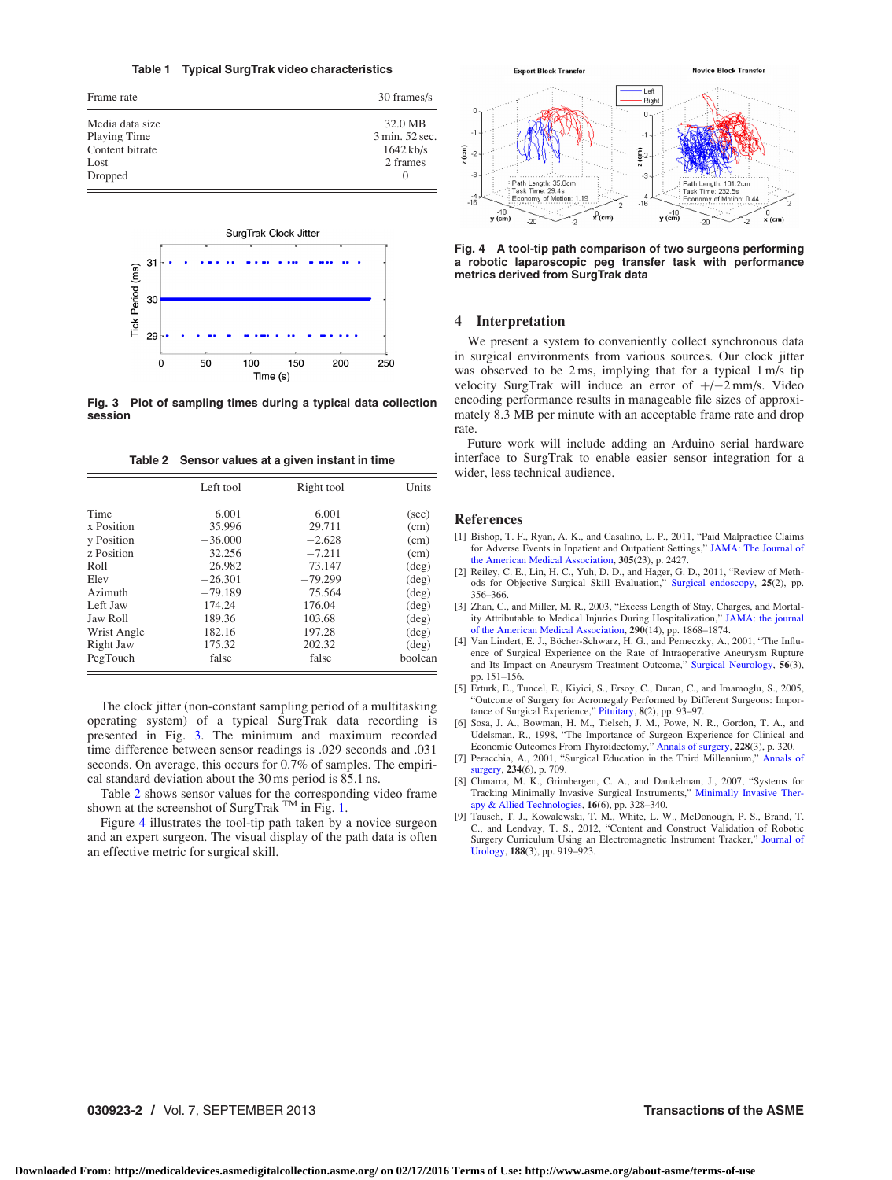Table 1 Typical SurgTrak video characteristics

| | |
|---|---|
| Frame rate | 30 frames/s |
| Media data size | 32.0 MB |
| Playing Time | 3 min. 52 sec. |
| Content bitrate | 1642 kb/s |
| Lost | 2 frames |
| Dropped | 0 |

SurgTrak Clock Jitter

Tick Period (ms)

31

30

29

0 50 100 150 200 250

Time (s)

**Fig. 3 Plot of sampling times during a typical data collection session**

Table 2 Sensor values at a given instant in time

| | Left tool | Right tool | Units |
|---|---|---|---|
| Time | 6.001 | 6.001 | (sec) |
| x Position | 35.996 | 29.711 | (cm) |
| y Position | −36.000 | −2.628 | (cm) |
| z Position | 32.256 | −7.211 | (cm) |
| Roll | 26.982 | 73.147 | (deg) |
| Elev | −26.301 | −79.299 | (deg) |
| Azimuth | −79.189 | 75.564 | (deg) |
| Left Jaw | 174.24 | 176.04 | (deg) |
| Jaw Roll | 189.36 | 103.68 | (deg) |
| Wrist Angle | 182.16 | 197.28 | (deg) |
| Right Jaw | 175.32 | 202.32 | (deg) |
| PegTouch | false | false | boolean |

The clock jitter (non-constant sampling period of a multitasking operating system) of a typical SurgTrak data recording is presented in Fig. 3. The minimum and maximum recorded time difference between sensor readings is .029 seconds and .031 seconds. On average, this occurs for 0.7% of samples. The empirical standard deviation about the 30 ms period is 85.1 ns.

Table 2 shows sensor values for the corresponding video frame shown at the screenshot of SurgTrak™ in Fig. 1.

Figure 4 illustrates the tool-tip path taken by a novice surgeon and an expert surgeon. The visual display of the path data is often an effective metric for surgical skill.

Expert Block Transfer

Novice Block Transfer

Left

Right

z (cm)

y (cm)

x (cm)

Path Length: 35.0cm
Task Time: 29.4s
Economy of Motion: 1.19

Path Length: 101.2cm
Task Time: 232.5s
Economy of Motion: 0.44

**Fig. 4 A tool-tip path comparison of two surgeons performing a robotic laparoscopic peg transfer task with performance metrics derived from SurgTrak data**

## 4 Interpretation

We present a system to conveniently collect synchronous data in surgical environments from various sources. Our clock jitter was observed to be 2 ms, implying that for a typical 1 m/s tip velocity SurgTrak will induce an error of +/−2 mm/s. Video encoding performance results in manageable file sizes of approximately 8.3 MB per minute with an acceptable frame rate and drop rate.

Future work will include adding an Arduino serial hardware interface to SurgTrak to enable easier sensor integration for a wider, less technical audience.

## References

[1] Bishop, T. F., Ryan, A. K., and Casalino, L. P., 2011, "Paid Malpractice Claims for Adverse Events in Inpatient and Outpatient Settings," JAMA: The Journal of the American Medical Association, **305**(23), p. 2427.

[2] Reiley, C. E., Lin, H. C., Yuh, D. D., and Hager, G. D., 2011, "Review of Methods for Objective Surgical Skill Evaluation," Surgical endoscopy, **25**(2), pp. 356–366.

[3] Zhan, C., and Miller, M. R., 2003, "Excess Length of Stay, Charges, and Mortality Attributable to Medical Injuries During Hospitalization," JAMA: the journal of the American Medical Association, **290**(14), pp. 1868–1874.

[4] Van Lindert, E. J., Böcher-Schwarz, H. G., and Perneczky, A., 2001, "The Influence of Surgical Experience on the Rate of Intraoperative Aneurysm Rupture and Its Impact on Aneurysm Treatment Outcome," Surgical Neurology, **56**(3), pp. 151–156.

[5] Erturk, E., Tuncel, E., Kiyici, S., Ersoy, C., Duran, C., and Imamoglu, S., 2005, "Outcome of Surgery for Acromegaly Performed by Different Surgeons: Importance of Surgical Experience," Pituitary, **8**(2), pp. 93–97.

[6] Sosa, J. A., Bowman, H. M., Tielsch, J. M., Powe, N. R., Gordon, T. A., and Udelsman, R., 1998, "The Importance of Surgeon Experience for Clinical and Economic Outcomes From Thyroidectomy," Annals of surgery, **228**(3), p. 320.

[7] Peracchia, A., 2001, "Surgical Education in the Third Millennium," Annals of surgery, **234**(6), p. 709.

[8] Chmarra, M. K., Grimbergen, C. A., and Dankelman, J., 2007, "Systems for Tracking Minimally Invasive Surgical Instruments," Minimally Invasive Therapy & Allied Technologies, **16**(6), pp. 328–340.

[9] Tausch, T. J., Kowalewski, T. M., White, L. W., McDonough, P. S., Brand, T. C., and Lendvay, T. S., 2012, "Content and Construct Validation of Robotic Surgery Curriculum Using an Electromagnetic Instrument Tracker," Journal of Urology, **188**(3), pp. 919–923.